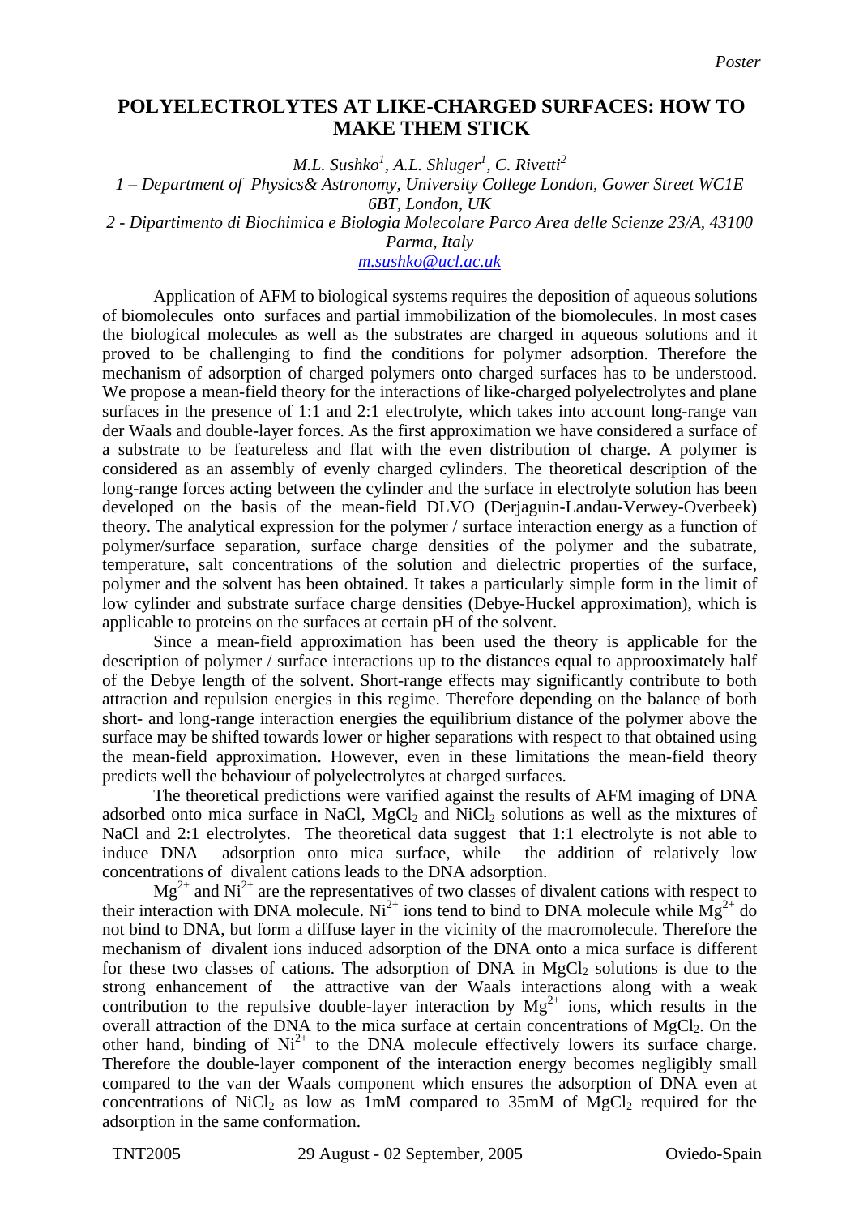Poster

# POLYELECTROLYTES AT LIKE-CHARGED SURFACES: HOW TO MAKE THEM STICK

*M.L. Sushko[1], A.L. Shluger[1], C. Rivetti[2]*

*1 – Department of Physics& Astronomy, University College London, Gower Street WC1E 6BT, London, UK*

*2 - Dipartimento di Biochimica e Biologia Molecolare Parco Area delle Scienze 23/A, 43100 Parma, Italy*

*m.sushko@ucl.ac.uk*

Application of AFM to biological systems requires the deposition of aqueous solutions of biomolecules onto surfaces and partial immobilization of the biomolecules. In most cases the biological molecules as well as the substrates are charged in aqueous solutions and it proved to be challenging to find the conditions for polymer adsorption. Therefore the mechanism of adsorption of charged polymers onto charged surfaces has to be understood. We propose a mean-field theory for the interactions of like-charged polyelectrolytes and plane surfaces in the presence of 1:1 and 2:1 electrolyte, which takes into account long-range van der Waals and double-layer forces. As the first approximation we have considered a surface of a substrate to be featureless and flat with the even distribution of charge. A polymer is considered as an assembly of evenly charged cylinders. The theoretical description of the long-range forces acting between the cylinder and the surface in electrolyte solution has been developed on the basis of the mean-field DLVO (Derjaguin-Landau-Verwey-Overbeek) theory. The analytical expression for the polymer / surface interaction energy as a function of polymer/surface separation, surface charge densities of the polymer and the subatrate, temperature, salt concentrations of the solution and dielectric properties of the surface, polymer and the solvent has been obtained. It takes a particularly simple form in the limit of low cylinder and substrate surface charge densities (Debye-Huckel approximation), which is applicable to proteins on the surfaces at certain pH of the solvent.

Since a mean-field approximation has been used the theory is applicable for the description of polymer / surface interactions up to the distances equal to approoximately half of the Debye length of the solvent. Short-range effects may significantly contribute to both attraction and repulsion energies in this regime. Therefore depending on the balance of both short- and long-range interaction energies the equilibrium distance of the polymer above the surface may be shifted towards lower or higher separations with respect to that obtained using the mean-field approximation. However, even in these limitations the mean-field theory predicts well the behaviour of polyelectrolytes at charged surfaces.

The theoretical predictions were varified against the results of AFM imaging of DNA adsorbed onto mica surface in NaCl, $MgCl_2$ and $NiCl_2$ solutions as well as the mixtures of NaCl and 2:1 electrolytes. The theoretical data suggest that 1:1 electrolyte is not able to induce DNA adsorption onto mica surface, while the addition of relatively low concentrations of divalent cations leads to the DNA adsorption.

$Mg^{2+}$ and $Ni^{2+}$ are the representatives of two classes of divalent cations with respect to their interaction with DNA molecule. $Ni^{2+}$ ions tend to bind to DNA molecule while $Mg^{2+}$ do not bind to DNA, but form a diffuse layer in the vicinity of the macromolecule. Therefore the mechanism of divalent ions induced adsorption of the DNA onto a mica surface is different for these two classes of cations. The adsorption of DNA in $MgCl_2$ solutions is due to the strong enhancement of the attractive van der Waals interactions along with a weak contribution to the repulsive double-layer interaction by $Mg^{2+}$ ions, which results in the overall attraction of the DNA to the mica surface at certain concentrations of $MgCl_2$. On the other hand, binding of $Ni^{2+}$ to the DNA molecule effectively lowers its surface charge. Therefore the double-layer component of the interaction energy becomes negligibly small compared to the van der Waals component which ensures the adsorption of DNA even at concentrations of $NiCl_2$ as low as 1mM compared to 35mM of $MgCl_2$ required for the adsorption in the same conformation.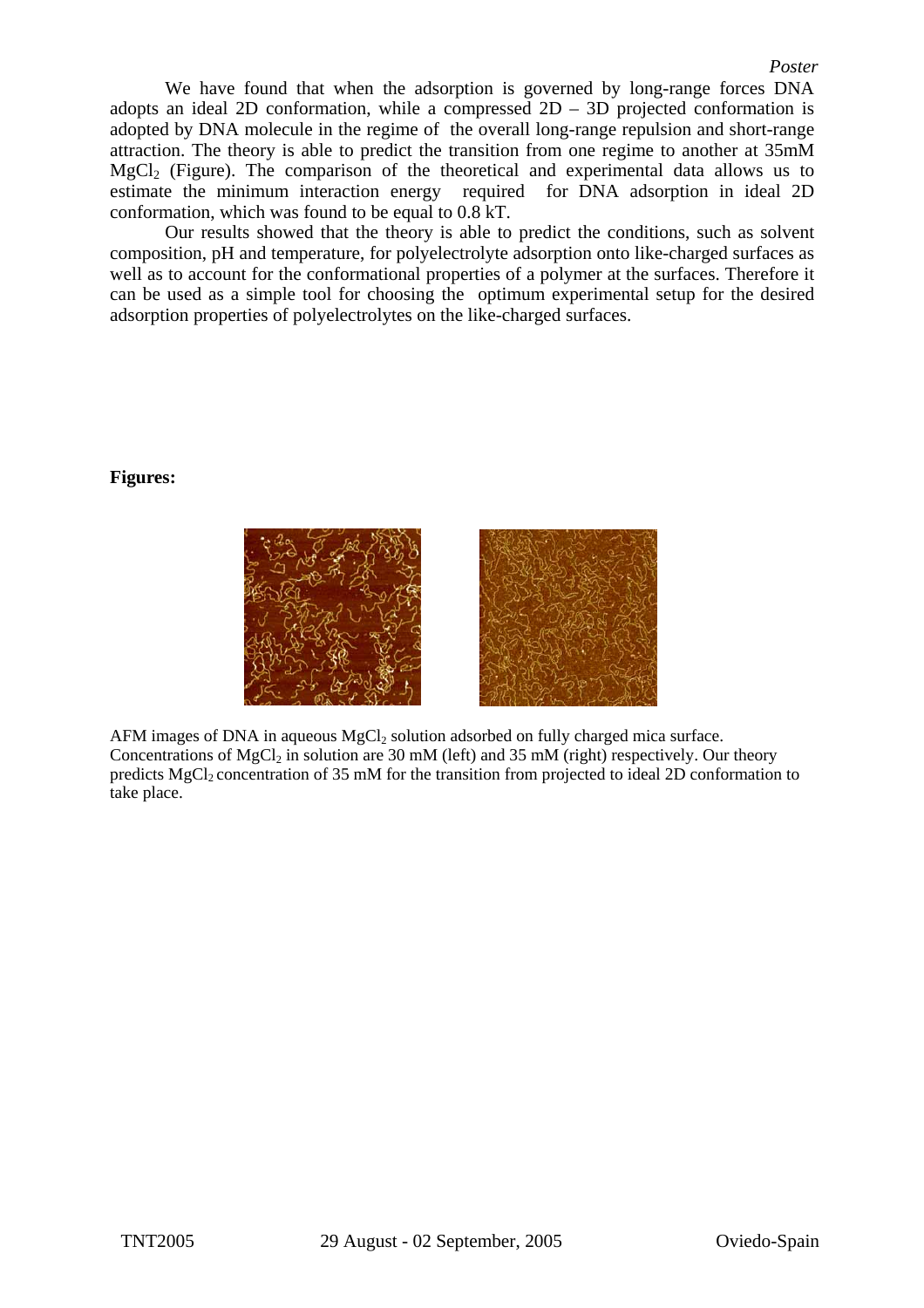We have found that when the adsorption is governed by long-range forces DNA adopts an ideal 2D conformation, while a compressed 2D – 3D projected conformation is adopted by DNA molecule in the regime of the overall long-range repulsion and short-range attraction. The theory is able to predict the transition from one regime to another at 35mM $MgCl_2$ (Figure). The comparison of the theoretical and experimental data allows us to estimate the minimum interaction energy required for DNA adsorption in ideal 2D conformation, which was found to be equal to 0.8 kT.

Our results showed that the theory is able to predict the conditions, such as solvent composition, pH and temperature, for polyelectrolyte adsorption onto like-charged surfaces as well as to account for the conformational properties of a polymer at the surfaces. Therefore it can be used as a simple tool for choosing the optimum experimental setup for the desired adsorption properties of polyelectrolytes on the like-charged surfaces.

**Figures:**

AFM images of DNA in aqueous $MgCl_2$ solution adsorbed on fully charged mica surface. Concentrations of $MgCl_2$ in solution are 30 mM (left) and 35 mM (right) respectively. Our theory predicts $MgCl_2$ concentration of 35 mM for the transition from projected to ideal 2D conformation to take place.